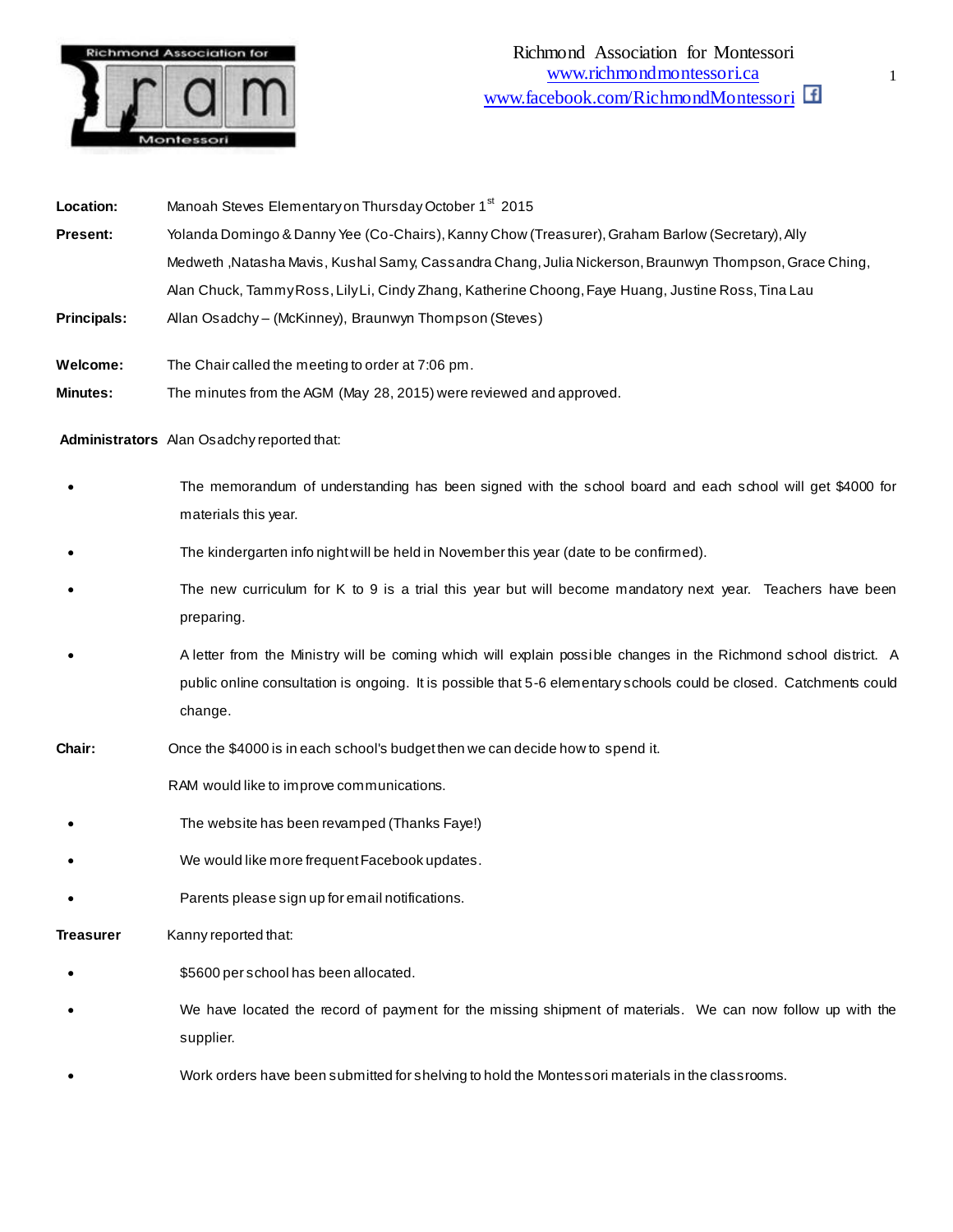Richmond Association for Montessori
www.richmondmontessori.ca
www.facebook.com/RichmondMontessori

**Location:** Manoah Steves Elementary on Thursday October 1st 2015

**Present:** Yolanda Domingo & Danny Yee (Co-Chairs), Kanny Chow (Treasurer), Graham Barlow (Secretary), Ally Medweth ,Natasha Mavis, Kushal Samy, Cassandra Chang, Julia Nickerson, Braunwyn Thompson, Grace Ching, Alan Chuck, Tammy Ross, Lily Li, Cindy Zhang, Katherine Choong, Faye Huang, Justine Ross, Tina Lau

**Principals:** Allan Osadchy – (McKinney), Braunwyn Thompson (Steves)

**Welcome:** The Chair called the meeting to order at 7:06 pm.

**Minutes:** The minutes from the AGM (May 28, 2015) were reviewed and approved.

**Administrators** Alan Osadchy reported that:

- The memorandum of understanding has been signed with the school board and each school will get $4000 for materials this year.
- The kindergarten info night will be held in November this year (date to be confirmed).
- The new curriculum for K to 9 is a trial this year but will become mandatory next year. Teachers have been preparing.
- A letter from the Ministry will be coming which will explain possible changes in the Richmond school district. A public online consultation is ongoing. It is possible that 5-6 elementary schools could be closed. Catchments could change.

**Chair:** Once the $4000 is in each school's budget then we can decide how to spend it.

RAM would like to improve communications.

- The website has been revamped (Thanks Faye!)
- We would like more frequent Facebook updates.
- Parents please sign up for email notifications.

**Treasurer** Kanny reported that:

- $5600 per school has been allocated.
- We have located the record of payment for the missing shipment of materials. We can now follow up with the supplier.
- Work orders have been submitted for shelving to hold the Montessori materials in the classrooms.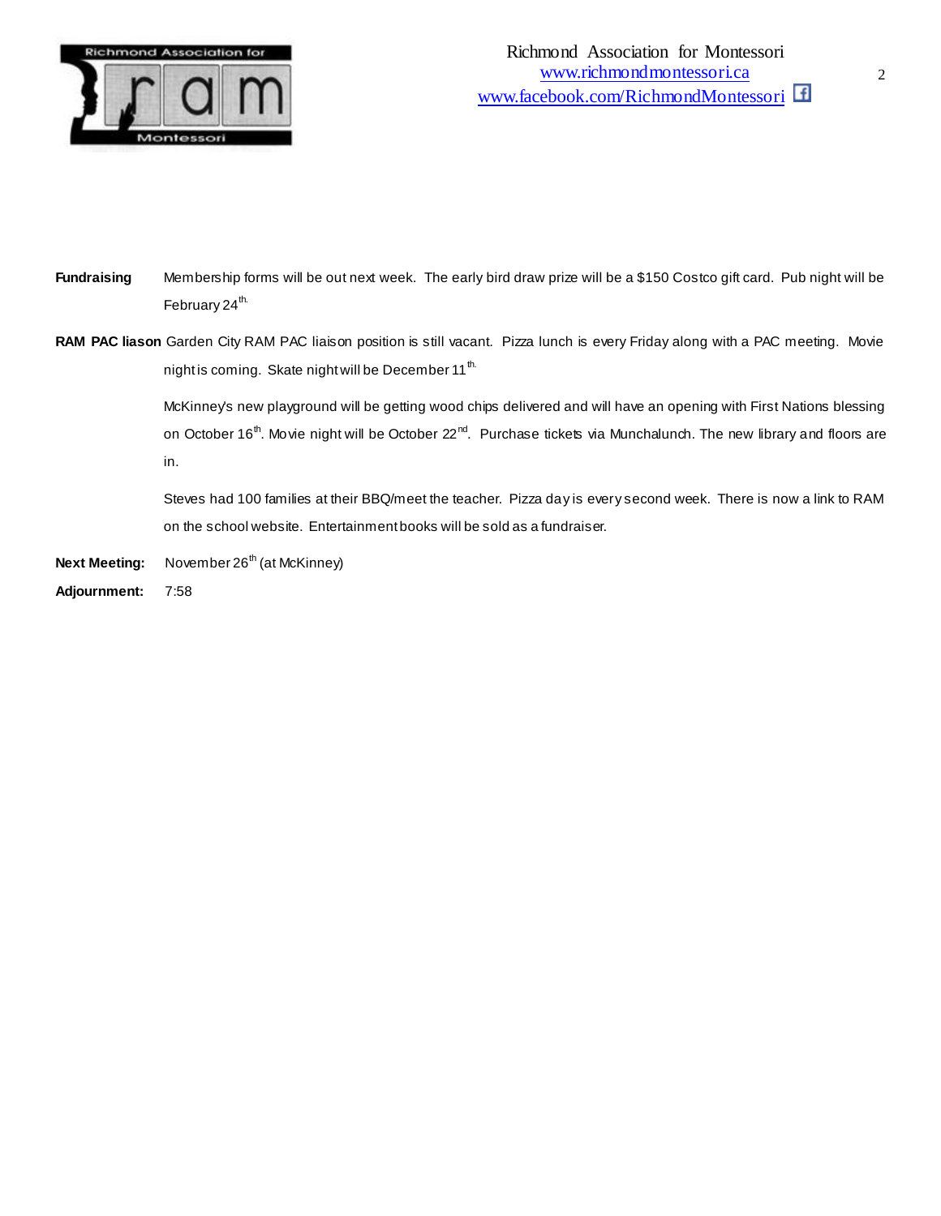**Fundraising** Membership forms will be out next week. The early bird draw prize will be a $150 Costco gift card. Pub night will be February 24th.

**RAM PAC liason** Garden City RAM PAC liaison position is still vacant. Pizza lunch is every Friday along with a PAC meeting. Movie night is coming. Skate night will be December 11th.

McKinney's new playground will be getting wood chips delivered and will have an opening with First Nations blessing on October 16th. Movie night will be October 22nd. Purchase tickets via Munchalunch. The new library and floors are in.

Steves had 100 families at their BBQ/meet the teacher. Pizza day is every second week. There is now a link to RAM on the school website. Entertainment books will be sold as a fundraiser.

**Next Meeting:** November 26th (at McKinney)

**Adjournment:** 7:58